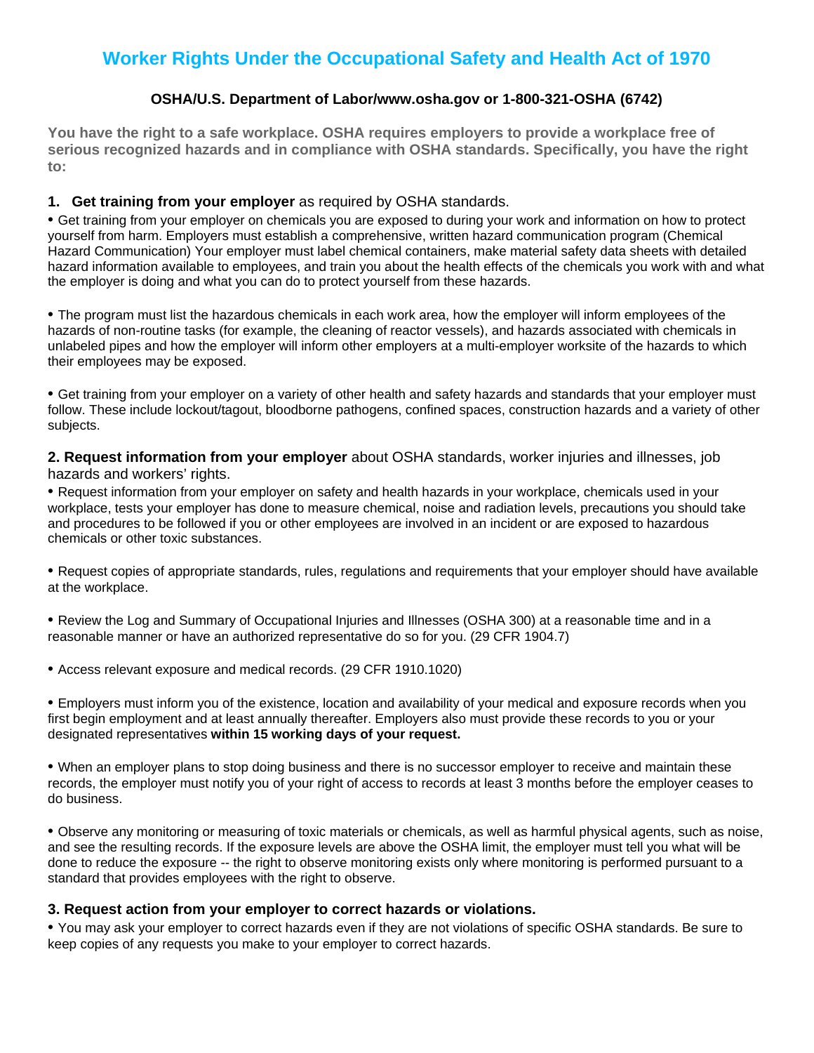# Worker Rights Under the Occupational Safety and Health Act of 1970

**OSHA/U.S. Department of Labor/www.osha.gov or 1-800-321-OSHA (6742)**

**You have the right to a safe workplace. OSHA requires employers to provide a workplace free of serious recognized hazards and in compliance with OSHA standards. Specifically, you have the right to:**

### 1. **Get training from your employer** as required by OSHA standards.

- Get training from your employer on chemicals you are exposed to during your work and information on how to protect yourself from harm. Employers must establish a comprehensive, written hazard communication program (Chemical Hazard Communication) Your employer must label chemical containers, make material safety data sheets with detailed hazard information available to employees, and train you about the health effects of the chemicals you work with and what the employer is doing and what you can do to protect yourself from these hazards.

- The program must list the hazardous chemicals in each work area, how the employer will inform employees of the hazards of non-routine tasks (for example, the cleaning of reactor vessels), and hazards associated with chemicals in unlabeled pipes and how the employer will inform other employers at a multi-employer worksite of the hazards to which their employees may be exposed.

- Get training from your employer on a variety of other health and safety hazards and standards that your employer must follow. These include lockout/tagout, bloodborne pathogens, confined spaces, construction hazards and a variety of other subjects.

### 2. **Request information from your employer** about OSHA standards, worker injuries and illnesses, job hazards and workers' rights.

- Request information from your employer on safety and health hazards in your workplace, chemicals used in your workplace, tests your employer has done to measure chemical, noise and radiation levels, precautions you should take and procedures to be followed if you or other employees are involved in an incident or are exposed to hazardous chemicals or other toxic substances.

- Request copies of appropriate standards, rules, regulations and requirements that your employer should have available at the workplace.

- Review the Log and Summary of Occupational Injuries and Illnesses (OSHA 300) at a reasonable time and in a reasonable manner or have an authorized representative do so for you. (29 CFR 1904.7)

- Access relevant exposure and medical records. (29 CFR 1910.1020)

- Employers must inform you of the existence, location and availability of your medical and exposure records when you first begin employment and at least annually thereafter. Employers also must provide these records to you or your designated representatives **within 15 working days of your request.**

- When an employer plans to stop doing business and there is no successor employer to receive and maintain these records, the employer must notify you of your right of access to records at least 3 months before the employer ceases to do business.

- Observe any monitoring or measuring of toxic materials or chemicals, as well as harmful physical agents, such as noise, and see the resulting records. If the exposure levels are above the OSHA limit, the employer must tell you what will be done to reduce the exposure -- the right to observe monitoring exists only where monitoring is performed pursuant to a standard that provides employees with the right to observe.

### 3. Request action from your employer to correct hazards or violations.

- You may ask your employer to correct hazards even if they are not violations of specific OSHA standards. Be sure to keep copies of any requests you make to your employer to correct hazards.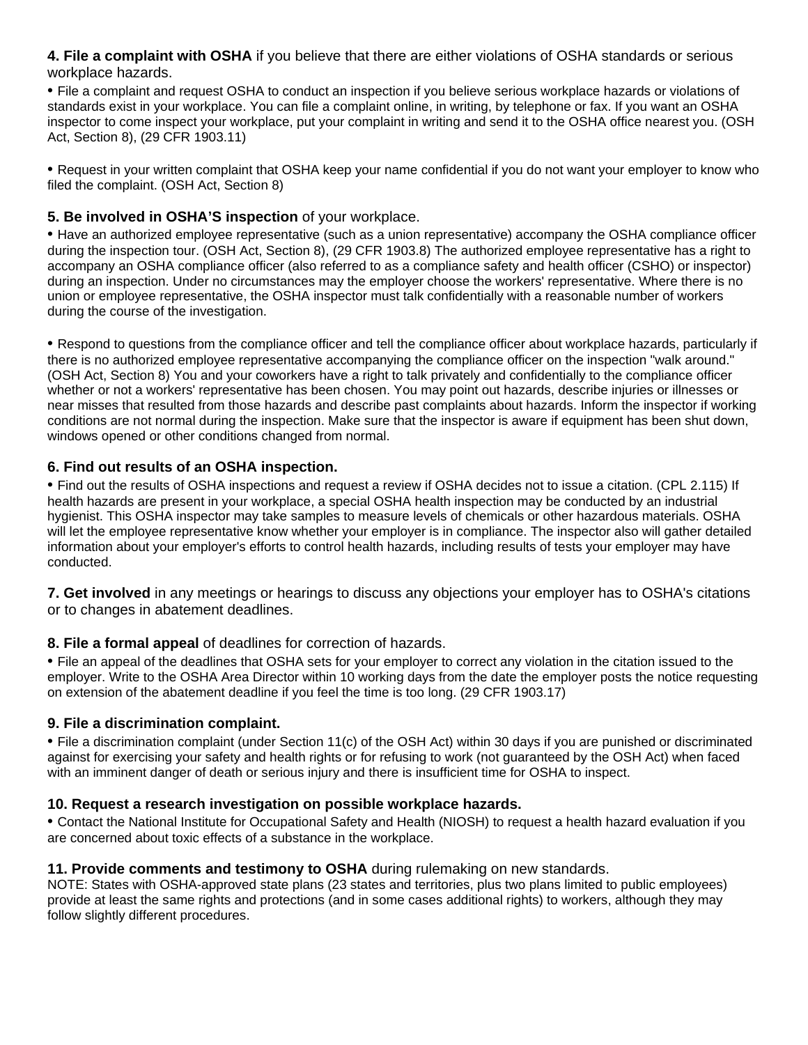**4. File a complaint with OSHA** if you believe that there are either violations of OSHA standards or serious workplace hazards.

- File a complaint and request OSHA to conduct an inspection if you believe serious workplace hazards or violations of standards exist in your workplace. You can file a complaint online, in writing, by telephone or fax. If you want an OSHA inspector to come inspect your workplace, put your complaint in writing and send it to the OSHA office nearest you. (OSH Act, Section 8), (29 CFR 1903.11)

- Request in your written complaint that OSHA keep your name confidential if you do not want your employer to know who filed the complaint. (OSH Act, Section 8)

**5. Be involved in OSHA'S inspection** of your workplace.

- Have an authorized employee representative (such as a union representative) accompany the OSHA compliance officer during the inspection tour. (OSH Act, Section 8), (29 CFR 1903.8) The authorized employee representative has a right to accompany an OSHA compliance officer (also referred to as a compliance safety and health officer (CSHO) or inspector) during an inspection. Under no circumstances may the employer choose the workers' representative. Where there is no union or employee representative, the OSHA inspector must talk confidentially with a reasonable number of workers during the course of the investigation.

- Respond to questions from the compliance officer and tell the compliance officer about workplace hazards, particularly if there is no authorized employee representative accompanying the compliance officer on the inspection "walk around." (OSH Act, Section 8) You and your coworkers have a right to talk privately and confidentially to the compliance officer whether or not a workers' representative has been chosen. You may point out hazards, describe injuries or illnesses or near misses that resulted from those hazards and describe past complaints about hazards. Inform the inspector if working conditions are not normal during the inspection. Make sure that the inspector is aware if equipment has been shut down, windows opened or other conditions changed from normal.

**6. Find out results of an OSHA inspection.**

- Find out the results of OSHA inspections and request a review if OSHA decides not to issue a citation. (CPL 2.115) If health hazards are present in your workplace, a special OSHA health inspection may be conducted by an industrial hygienist. This OSHA inspector may take samples to measure levels of chemicals or other hazardous materials. OSHA will let the employee representative know whether your employer is in compliance. The inspector also will gather detailed information about your employer's efforts to control health hazards, including results of tests your employer may have conducted.

**7. Get involved** in any meetings or hearings to discuss any objections your employer has to OSHA's citations or to changes in abatement deadlines.

**8. File a formal appeal** of deadlines for correction of hazards.

- File an appeal of the deadlines that OSHA sets for your employer to correct any violation in the citation issued to the employer. Write to the OSHA Area Director within 10 working days from the date the employer posts the notice requesting on extension of the abatement deadline if you feel the time is too long. (29 CFR 1903.17)

**9. File a discrimination complaint.**

- File a discrimination complaint (under Section 11(c) of the OSH Act) within 30 days if you are punished or discriminated against for exercising your safety and health rights or for refusing to work (not guaranteed by the OSH Act) when faced with an imminent danger of death or serious injury and there is insufficient time for OSHA to inspect.

**10. Request a research investigation on possible workplace hazards.**

- Contact the National Institute for Occupational Safety and Health (NIOSH) to request a health hazard evaluation if you are concerned about toxic effects of a substance in the workplace.

**11. Provide comments and testimony to OSHA** during rulemaking on new standards.

NOTE: States with OSHA-approved state plans (23 states and territories, plus two plans limited to public employees) provide at least the same rights and protections (and in some cases additional rights) to workers, although they may follow slightly different procedures.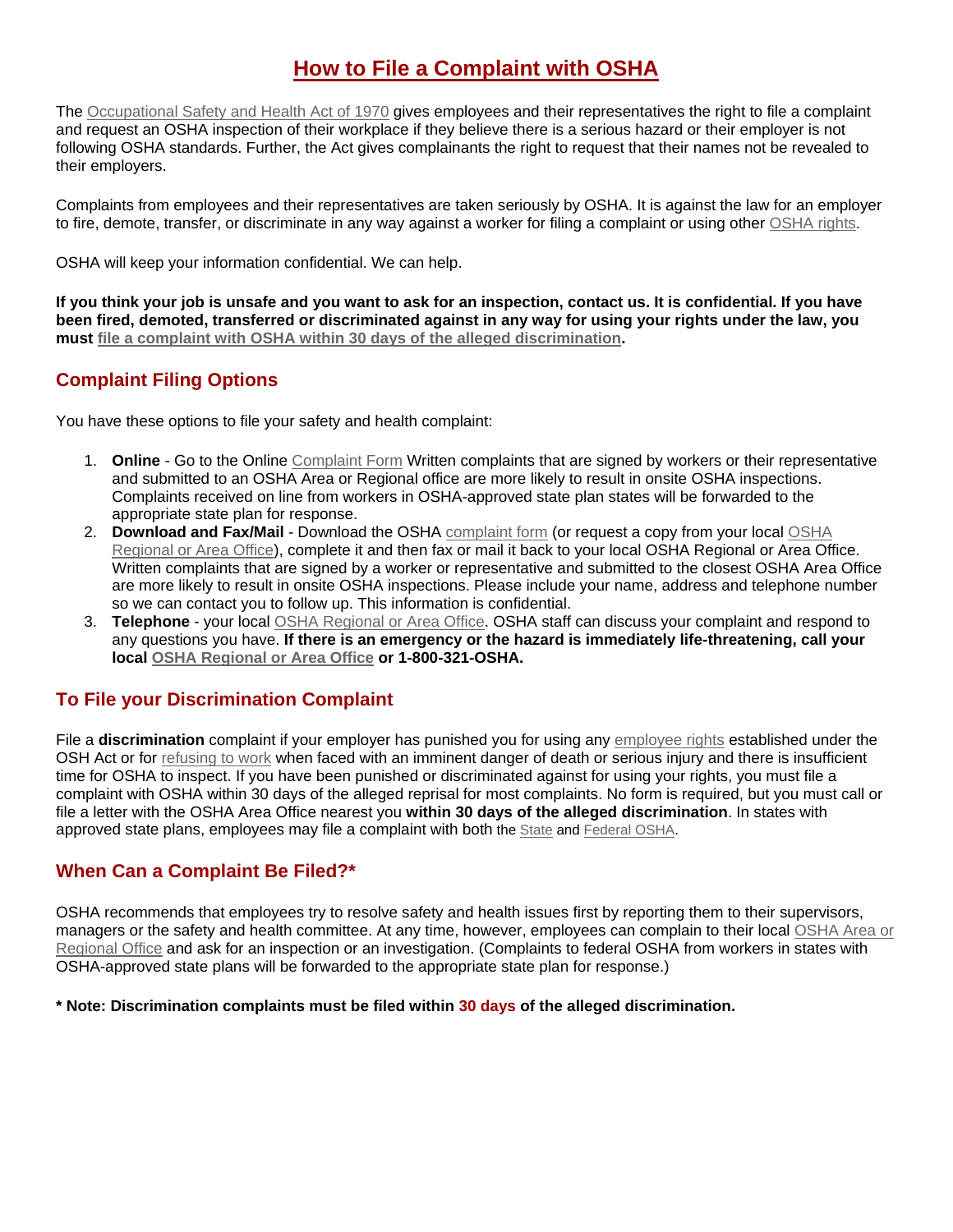# How to File a Complaint with OSHA

The Occupational Safety and Health Act of 1970 gives employees and their representatives the right to file a complaint and request an OSHA inspection of their workplace if they believe there is a serious hazard or their employer is not following OSHA standards. Further, the Act gives complainants the right to request that their names not be revealed to their employers.

Complaints from employees and their representatives are taken seriously by OSHA. It is against the law for an employer to fire, demote, transfer, or discriminate in any way against a worker for filing a complaint or using other OSHA rights.

OSHA will keep your information confidential. We can help.

**If you think your job is unsafe and you want to ask for an inspection, contact us. It is confidential. If you have been fired, demoted, transferred or discriminated against in any way for using your rights under the law, you must file a complaint with OSHA within 30 days of the alleged discrimination.**

## Complaint Filing Options

You have these options to file your safety and health complaint:

1. **Online** - Go to the Online Complaint Form Written complaints that are signed by workers or their representative and submitted to an OSHA Area or Regional office are more likely to result in onsite OSHA inspections. Complaints received on line from workers in OSHA-approved state plan states will be forwarded to the appropriate state plan for response.
2. **Download and Fax/Mail** - Download the OSHA complaint form (or request a copy from your local OSHA Regional or Area Office), complete it and then fax or mail it back to your local OSHA Regional or Area Office. Written complaints that are signed by a worker or representative and submitted to the closest OSHA Area Office are more likely to result in onsite OSHA inspections. Please include your name, address and telephone number so we can contact you to follow up. This information is confidential.
3. **Telephone** - your local OSHA Regional or Area Office. OSHA staff can discuss your complaint and respond to any questions you have. **If there is an emergency or the hazard is immediately life-threatening, call your local OSHA Regional or Area Office or 1-800-321-OSHA.**

## To File your Discrimination Complaint

File a **discrimination** complaint if your employer has punished you for using any employee rights established under the OSH Act or for refusing to work when faced with an imminent danger of death or serious injury and there is insufficient time for OSHA to inspect. If you have been punished or discriminated against for using your rights, you must file a complaint with OSHA within 30 days of the alleged reprisal for most complaints. No form is required, but you must call or file a letter with the OSHA Area Office nearest you **within 30 days of the alleged discrimination**. In states with approved state plans, employees may file a complaint with both the State and Federal OSHA.

## When Can a Complaint Be Filed?*

OSHA recommends that employees try to resolve safety and health issues first by reporting them to their supervisors, managers or the safety and health committee. At any time, however, employees can complain to their local OSHA Area or Regional Office and ask for an inspection or an investigation. (Complaints to federal OSHA from workers in states with OSHA-approved state plans will be forwarded to the appropriate state plan for response.)

**\* Note: Discrimination complaints must be filed within 30 days of the alleged discrimination.**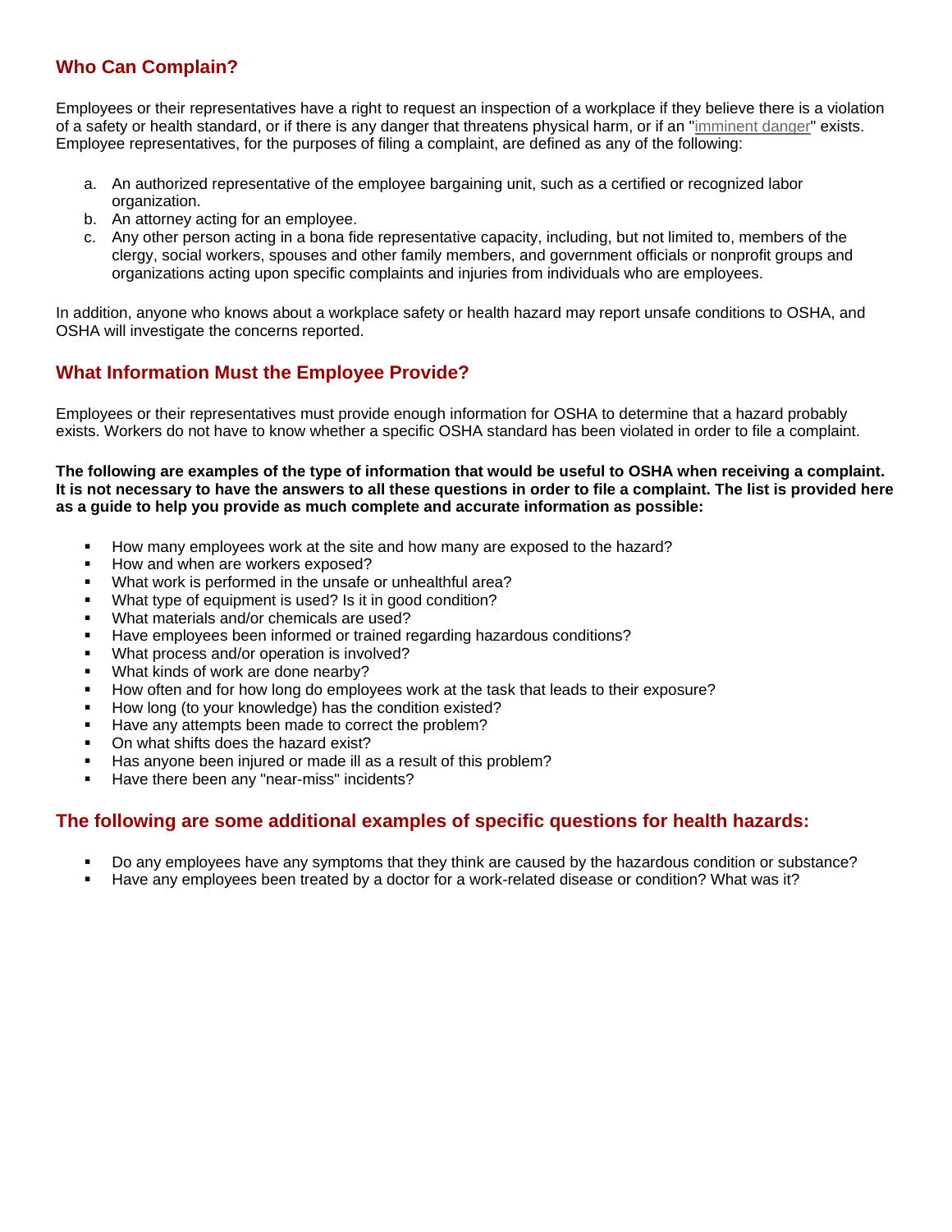## Who Can Complain?

Employees or their representatives have a right to request an inspection of a workplace if they believe there is a violation of a safety or health standard, or if there is any danger that threatens physical harm, or if an "imminent danger" exists. Employee representatives, for the purposes of filing a complaint, are defined as any of the following:

a. An authorized representative of the employee bargaining unit, such as a certified or recognized labor organization.
b. An attorney acting for an employee.
c. Any other person acting in a bona fide representative capacity, including, but not limited to, members of the clergy, social workers, spouses and other family members, and government officials or nonprofit groups and organizations acting upon specific complaints and injuries from individuals who are employees.

In addition, anyone who knows about a workplace safety or health hazard may report unsafe conditions to OSHA, and OSHA will investigate the concerns reported.

## What Information Must the Employee Provide?

Employees or their representatives must provide enough information for OSHA to determine that a hazard probably exists. Workers do not have to know whether a specific OSHA standard has been violated in order to file a complaint.

**The following are examples of the type of information that would be useful to OSHA when receiving a complaint. It is not necessary to have the answers to all these questions in order to file a complaint. The list is provided here as a guide to help you provide as much complete and accurate information as possible:**

- How many employees work at the site and how many are exposed to the hazard?
- How and when are workers exposed?
- What work is performed in the unsafe or unhealthful area?
- What type of equipment is used? Is it in good condition?
- What materials and/or chemicals are used?
- Have employees been informed or trained regarding hazardous conditions?
- What process and/or operation is involved?
- What kinds of work are done nearby?
- How often and for how long do employees work at the task that leads to their exposure?
- How long (to your knowledge) has the condition existed?
- Have any attempts been made to correct the problem?
- On what shifts does the hazard exist?
- Has anyone been injured or made ill as a result of this problem?
- Have there been any "near-miss" incidents?

## The following are some additional examples of specific questions for health hazards:

- Do any employees have any symptoms that they think are caused by the hazardous condition or substance?
- Have any employees been treated by a doctor for a work-related disease or condition? What was it?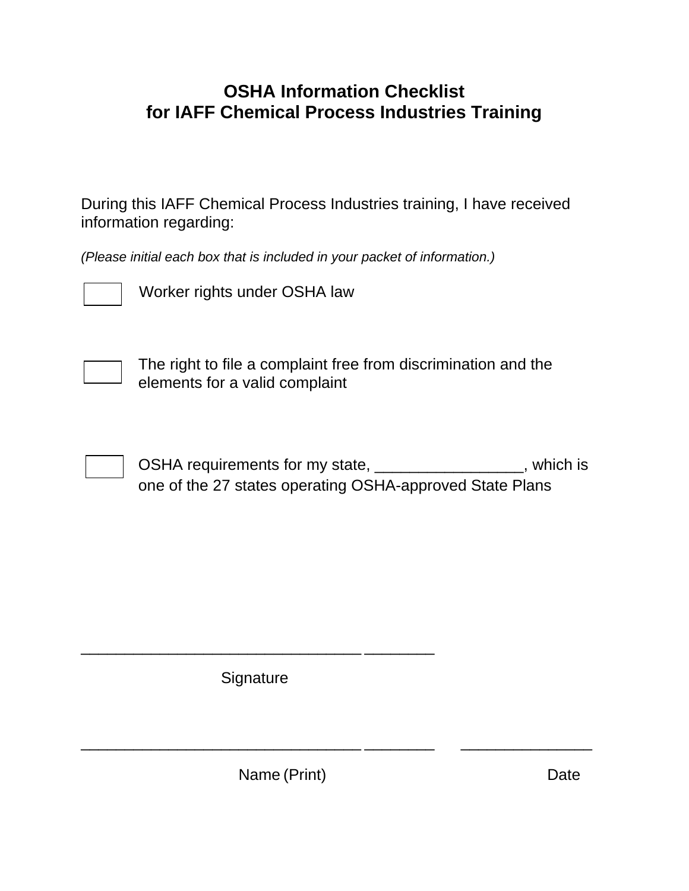# OSHA Information Checklist
# for IAFF Chemical Process Industries Training

During this IAFF Chemical Process Industries training, I have received information regarding:

*(Please initial each box that is included in your packet of information.)*

☐ Worker rights under OSHA law

☐ The right to file a complaint free from discrimination and the elements for a valid complaint

☐ OSHA requirements for my state, _________________, which is one of the 27 states operating OSHA-approved State Plans

_________________________________________

Signature

_________________________________________ _______________

Name (Print) Date